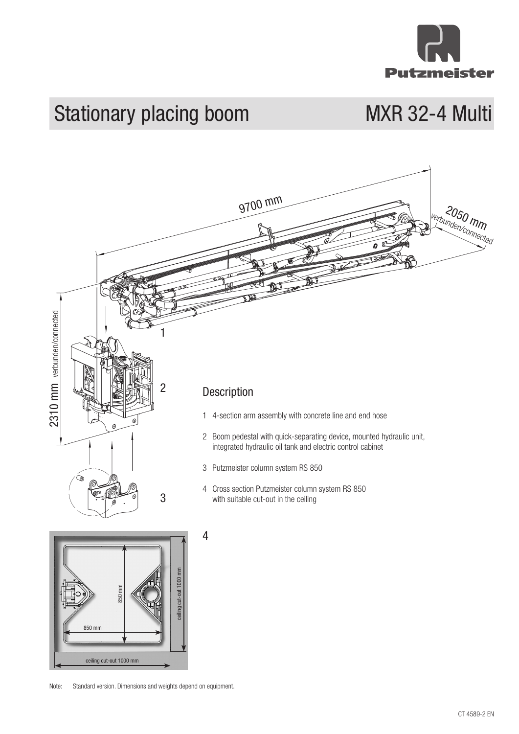# Stationary placing boom

## MXR 32-4 Multi

9700 mm

2050 mm verbunden/connected

2310 mm verbunden/connected

### Description

1 4-section arm assembly with concrete line and end hose

2 Boom pedestal with quick-separating device, mounted hydraulic unit, integrated hydraulic oil tank and electric control cabinet

3 Putzmeister column system RS 850

4 Cross section Putzmeister column system RS 850 with suitable cut-out in the ceiling

850 mm

850 mm

ceiling cut-out 1000 mm

ceiling cut-out 1000 mm

Note: Standard version. Dimensions and weights depend on equipment.

CT 4589-2 EN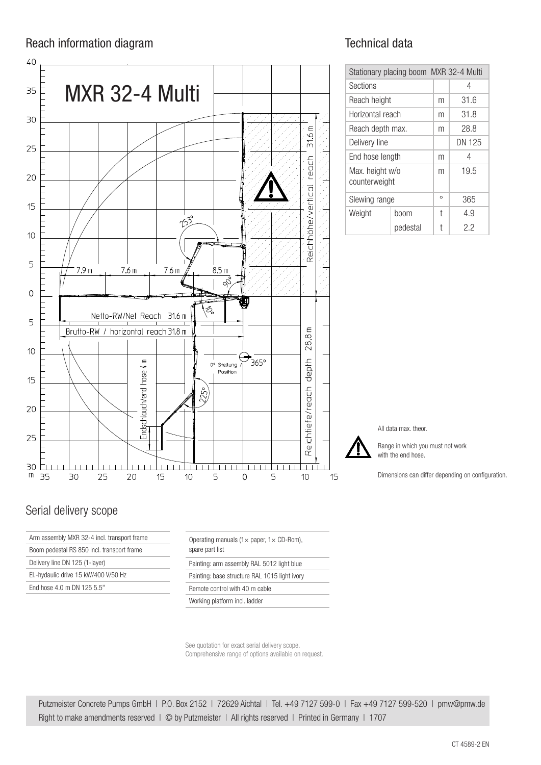## Reach information diagram

MXR 32-4 Multi

40
35
30
25
20
15
10
5
0
5
10
15
20
25
30
m 35 30 25 20 15 10 5 0 5 10 15

7.9 m
7.6 m
7.6 m
8.5 m
253°
90°
10°
225°
365°
0° Stellung / Position
Netto-RW/Net Reach 31.6 m
Brutto-RW / horizontal reach 31.8 m
Endschlauch/end hose 4 m
Reichhöhe/vertical reach 31.6 m
Reichtiefe/reach depth 28.8 m

## Technical data

| Stationary placing boom MXR 32-4 Multi | | | |
|---|---|---|---|
| Sections | | | 4 |
| Reach height | | m | 31.6 |
| Horizontal reach | | m | 31.8 |
| Reach depth max. | | m | 28.8 |
| Delivery line | | | DN 125 |
| End hose length | | m | 4 |
| Max. height w/o counterweight | | m | 19.5 |
| Slewing range | | ° | 365 |
| Weight | boom | t | 4.9 |
| | pedestal | t | 2.2 |

All data max. theor.

Range in which you must not work with the end hose.

Dimensions can differ depending on configuration.

## Serial delivery scope

| | |
|---|---|
| Arm assembly MXR 32-4 incl. transport frame | Operating manuals (1× paper, 1× CD-Rom), spare part list |
| Boom pedestal RS 850 incl. transport frame | Painting: arm assembly RAL 5012 light blue |
| Delivery line DN 125 (1-layer) | Painting: base structure RAL 1015 light ivory |
| El.-hydaulic drive 15 kW/400 V/50 Hz | Remote control with 40 m cable |
| End hose 4.0 m DN 125 5.5" | Working platform incl. ladder |

See quotation for exact serial delivery scope.
Comprehensive range of options available on request.

Putzmeister Concrete Pumps GmbH | P.O. Box 2152 | 72629 Aichtal | Tel. +49 7127 599-0 | Fax +49 7127 599-520 | pmw@pmw.de
Right to make amendments reserved | © by Putzmeister | All rights reserved | Printed in Germany | 1707

CT 4589-2 EN